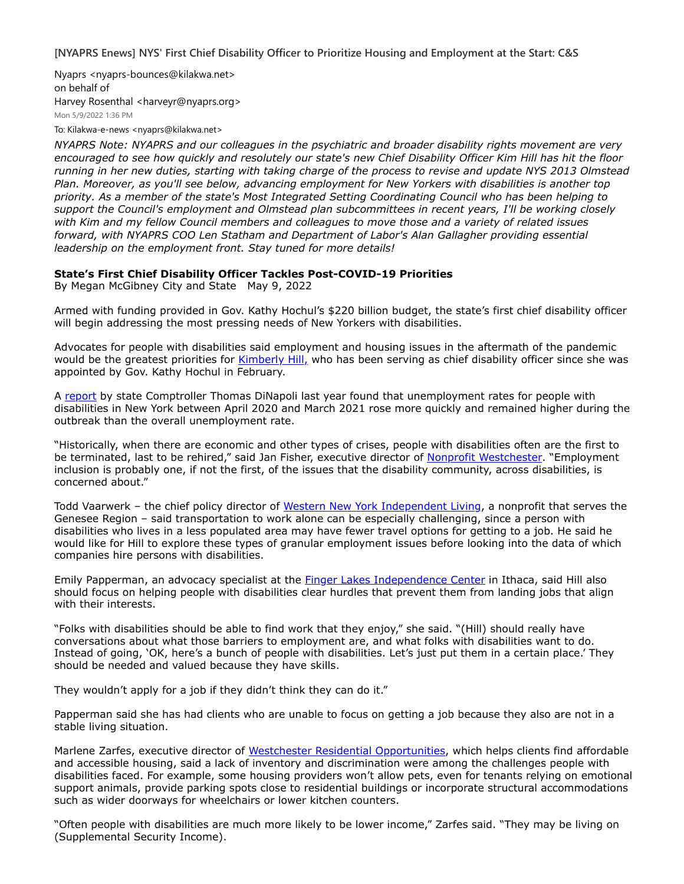**[NYAPRS Enews] NYS' First Chief Disability Officer to Prioritize Housing and Employment at the Start: C&S**

Nyaprs <nyaprs-bounces@kilakwa.net>
on behalf of
Harvey Rosenthal <harveyr@nyaprs.org>
Mon 5/9/2022 1:36 PM

To: Kilakwa-e-news <nyaprs@kilakwa.net>

*NYAPRS Note: NYAPRS and our colleagues in the psychiatric and broader disability rights movement are very encouraged to see how quickly and resolutely our state's new Chief Disability Officer Kim Hill has hit the floor running in her new duties, starting with taking charge of the process to revise and update NYS 2013 Olmstead Plan. Moreover, as you'll see below, advancing employment for New Yorkers with disabilities is another top priority. As a member of the state's Most Integrated Setting Coordinating Council who has been helping to support the Council's employment and Olmstead plan subcommittees in recent years, I'll be working closely with Kim and my fellow Council members and colleagues to move those and a variety of related issues forward, with NYAPRS COO Len Statham and Department of Labor's Alan Gallagher providing essential leadership on the employment front. Stay tuned for more details!*

**State's First Chief Disability Officer Tackles Post-COVID-19 Priorities**
By Megan McGibney City and State May 9, 2022

Armed with funding provided in Gov. Kathy Hochul's $220 billion budget, the state's first chief disability officer will begin addressing the most pressing needs of New Yorkers with disabilities.

Advocates for people with disabilities said employment and housing issues in the aftermath of the pandemic would be the greatest priorities for Kimberly Hill, who has been serving as chief disability officer since she was appointed by Gov. Kathy Hochul in February.

A report by state Comptroller Thomas DiNapoli last year found that unemployment rates for people with disabilities in New York between April 2020 and March 2021 rose more quickly and remained higher during the outbreak than the overall unemployment rate.

"Historically, when there are economic and other types of crises, people with disabilities often are the first to be terminated, last to be rehired," said Jan Fisher, executive director of Nonprofit Westchester. "Employment inclusion is probably one, if not the first, of the issues that the disability community, across disabilities, is concerned about."

Todd Vaarwerk – the chief policy director of Western New York Independent Living, a nonprofit that serves the Genesee Region – said transportation to work alone can be especially challenging, since a person with disabilities who lives in a less populated area may have fewer travel options for getting to a job. He said he would like for Hill to explore these types of granular employment issues before looking into the data of which companies hire persons with disabilities.

Emily Papperman, an advocacy specialist at the Finger Lakes Independence Center in Ithaca, said Hill also should focus on helping people with disabilities clear hurdles that prevent them from landing jobs that align with their interests.

"Folks with disabilities should be able to find work that they enjoy," she said. "(Hill) should really have conversations about what those barriers to employment are, and what folks with disabilities want to do. Instead of going, 'OK, here's a bunch of people with disabilities. Let's just put them in a certain place.' They should be needed and valued because they have skills.

They wouldn't apply for a job if they didn't think they can do it."

Papperman said she has had clients who are unable to focus on getting a job because they also are not in a stable living situation.

Marlene Zarfes, executive director of Westchester Residential Opportunities, which helps clients find affordable and accessible housing, said a lack of inventory and discrimination were among the challenges people with disabilities faced. For example, some housing providers won't allow pets, even for tenants relying on emotional support animals, provide parking spots close to residential buildings or incorporate structural accommodations such as wider doorways for wheelchairs or lower kitchen counters.

"Often people with disabilities are much more likely to be lower income," Zarfes said. "They may be living on (Supplemental Security Income).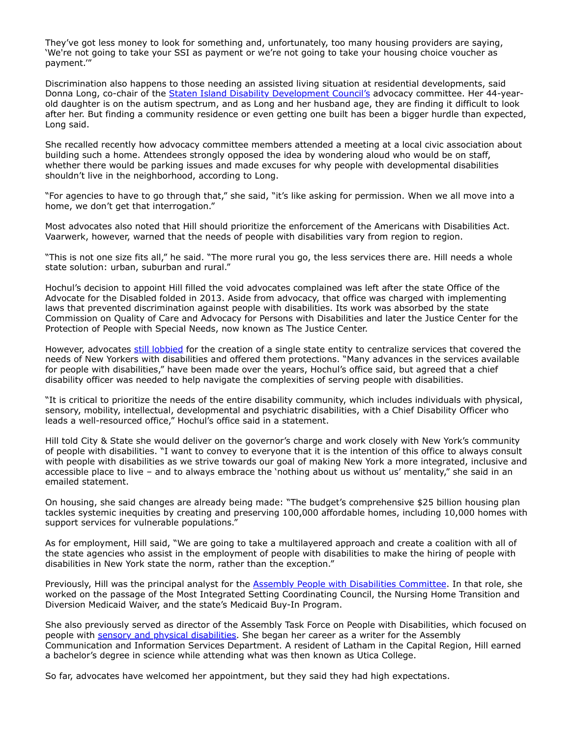They've got less money to look for something and, unfortunately, too many housing providers are saying, 'We're not going to take your SSI as payment or we're not going to take your housing choice voucher as payment.'"

Discrimination also happens to those needing an assisted living situation at residential developments, said Donna Long, co-chair of the [Staten Island Disability Development Council's]() advocacy committee. Her 44-year-old daughter is on the autism spectrum, and as Long and her husband age, they are finding it difficult to look after her. But finding a community residence or even getting one built has been a bigger hurdle than expected, Long said.

She recalled recently how advocacy committee members attended a meeting at a local civic association about building such a home. Attendees strongly opposed the idea by wondering aloud who would be on staff, whether there would be parking issues and made excuses for why people with developmental disabilities shouldn't live in the neighborhood, according to Long.

"For agencies to have to go through that," she said, "it's like asking for permission. When we all move into a home, we don't get that interrogation."

Most advocates also noted that Hill should prioritize the enforcement of the Americans with Disabilities Act. Vaarwerk, however, warned that the needs of people with disabilities vary from region to region.

"This is not one size fits all," he said. "The more rural you go, the less services there are. Hill needs a whole state solution: urban, suburban and rural."

Hochul's decision to appoint Hill filled the void advocates complained was left after the state Office of the Advocate for the Disabled folded in 2013. Aside from advocacy, that office was charged with implementing laws that prevented discrimination against people with disabilities. Its work was absorbed by the state Commission on Quality of Care and Advocacy for Persons with Disabilities and later the Justice Center for the Protection of People with Special Needs, now known as The Justice Center.

However, advocates [still lobbied]() for the creation of a single state entity to centralize services that covered the needs of New Yorkers with disabilities and offered them protections. "Many advances in the services available for people with disabilities," have been made over the years, Hochul's office said, but agreed that a chief disability officer was needed to help navigate the complexities of serving people with disabilities.

"It is critical to prioritize the needs of the entire disability community, which includes individuals with physical, sensory, mobility, intellectual, developmental and psychiatric disabilities, with a Chief Disability Officer who leads a well-resourced office," Hochul's office said in a statement.

Hill told City & State she would deliver on the governor's charge and work closely with New York's community of people with disabilities. "I want to convey to everyone that it is the intention of this office to always consult with people with disabilities as we strive towards our goal of making New York a more integrated, inclusive and accessible place to live – and to always embrace the 'nothing about us without us' mentality," she said in an emailed statement.

On housing, she said changes are already being made: "The budget's comprehensive $25 billion housing plan tackles systemic inequities by creating and preserving 100,000 affordable homes, including 10,000 homes with support services for vulnerable populations."

As for employment, Hill said, "We are going to take a multilayered approach and create a coalition with all of the state agencies who assist in the employment of people with disabilities to make the hiring of people with disabilities in New York state the norm, rather than the exception."

Previously, Hill was the principal analyst for the [Assembly People with Disabilities Committee](). In that role, she worked on the passage of the Most Integrated Setting Coordinating Council, the Nursing Home Transition and Diversion Medicaid Waiver, and the state's Medicaid Buy-In Program.

She also previously served as director of the Assembly Task Force on People with Disabilities, which focused on people with [sensory and physical disabilities](). She began her career as a writer for the Assembly Communication and Information Services Department. A resident of Latham in the Capital Region, Hill earned a bachelor's degree in science while attending what was then known as Utica College.

So far, advocates have welcomed her appointment, but they said they had high expectations.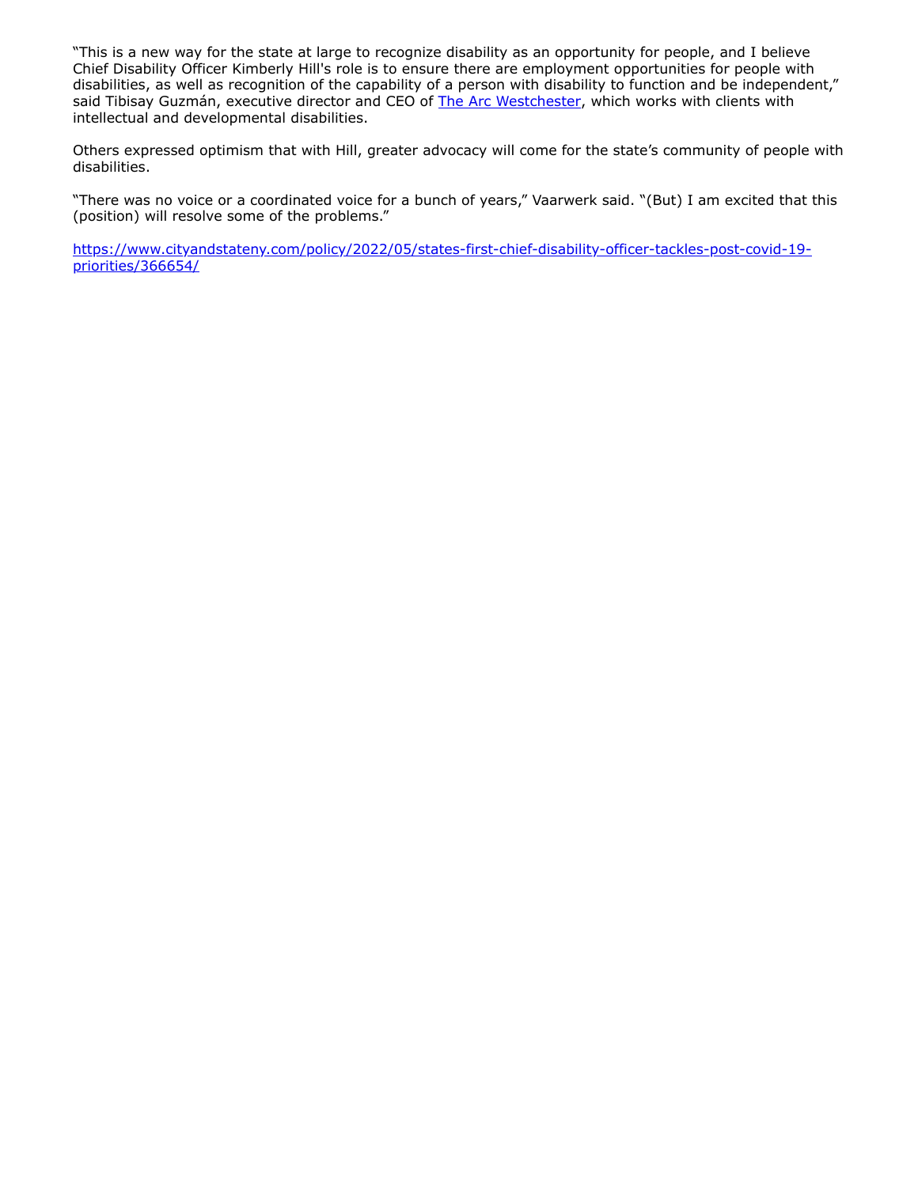“This is a new way for the state at large to recognize disability as an opportunity for people, and I believe Chief Disability Officer Kimberly Hill's role is to ensure there are employment opportunities for people with disabilities, as well as recognition of the capability of a person with disability to function and be independent,” said Tibisay Guzmán, executive director and CEO of [The Arc Westchester](), which works with clients with intellectual and developmental disabilities.

Others expressed optimism that with Hill, greater advocacy will come for the state’s community of people with disabilities.

“There was no voice or a coordinated voice for a bunch of years,” Vaarwerk said. “(But) I am excited that this (position) will resolve some of the problems.”

[https://www.cityandstateny.com/policy/2022/05/states-first-chief-disability-officer-tackles-post-covid-19-priorities/366654/](https://www.cityandstateny.com/policy/2022/05/states-first-chief-disability-officer-tackles-post-covid-19-priorities/366654/)